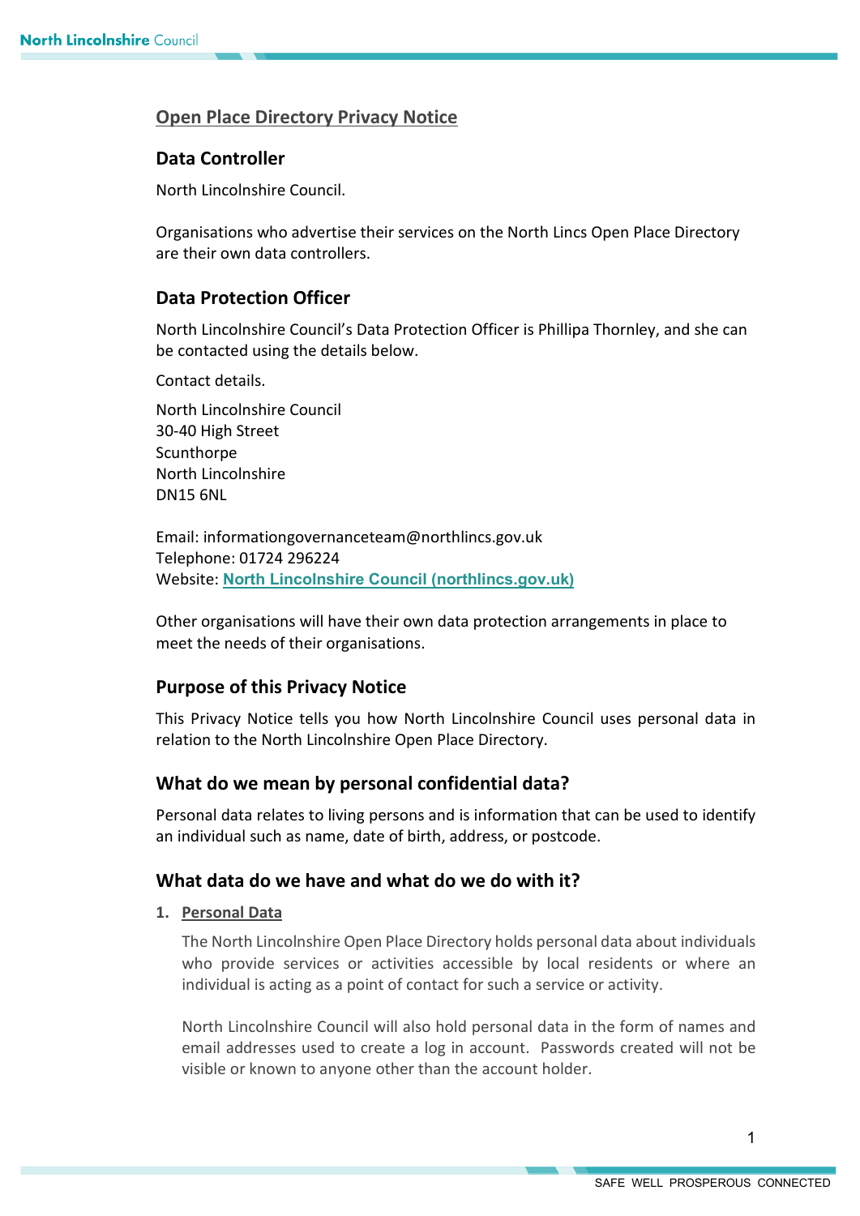# Open Place Directory Privacy Notice

## Data Controller

North Lincolnshire Council.

Organisations who advertise their services on the North Lincs Open Place Directory are their own data controllers.

## Data Protection Officer

North Lincolnshire Council's Data Protection Officer is Phillipa Thornley, and she can be contacted using the details below.

Contact details.

North Lincolnshire Council
30-40 High Street
Scunthorpe
North Lincolnshire
DN15 6NL

Email: informationgovernanceteam@northlincs.gov.uk
Telephone: 01724 296224
Website: **North Lincolnshire Council (northlincs.gov.uk)**

Other organisations will have their own data protection arrangements in place to meet the needs of their organisations.

## Purpose of this Privacy Notice

This Privacy Notice tells you how North Lincolnshire Council uses personal data in relation to the North Lincolnshire Open Place Directory.

## What do we mean by personal confidential data?

Personal data relates to living persons and is information that can be used to identify an individual such as name, date of birth, address, or postcode.

## What data do we have and what do we do with it?

1. **Personal Data**

   The North Lincolnshire Open Place Directory holds personal data about individuals who provide services or activities accessible by local residents or where an individual is acting as a point of contact for such a service or activity.

   North Lincolnshire Council will also hold personal data in the form of names and email addresses used to create a log in account. Passwords created will not be visible or known to anyone other than the account holder.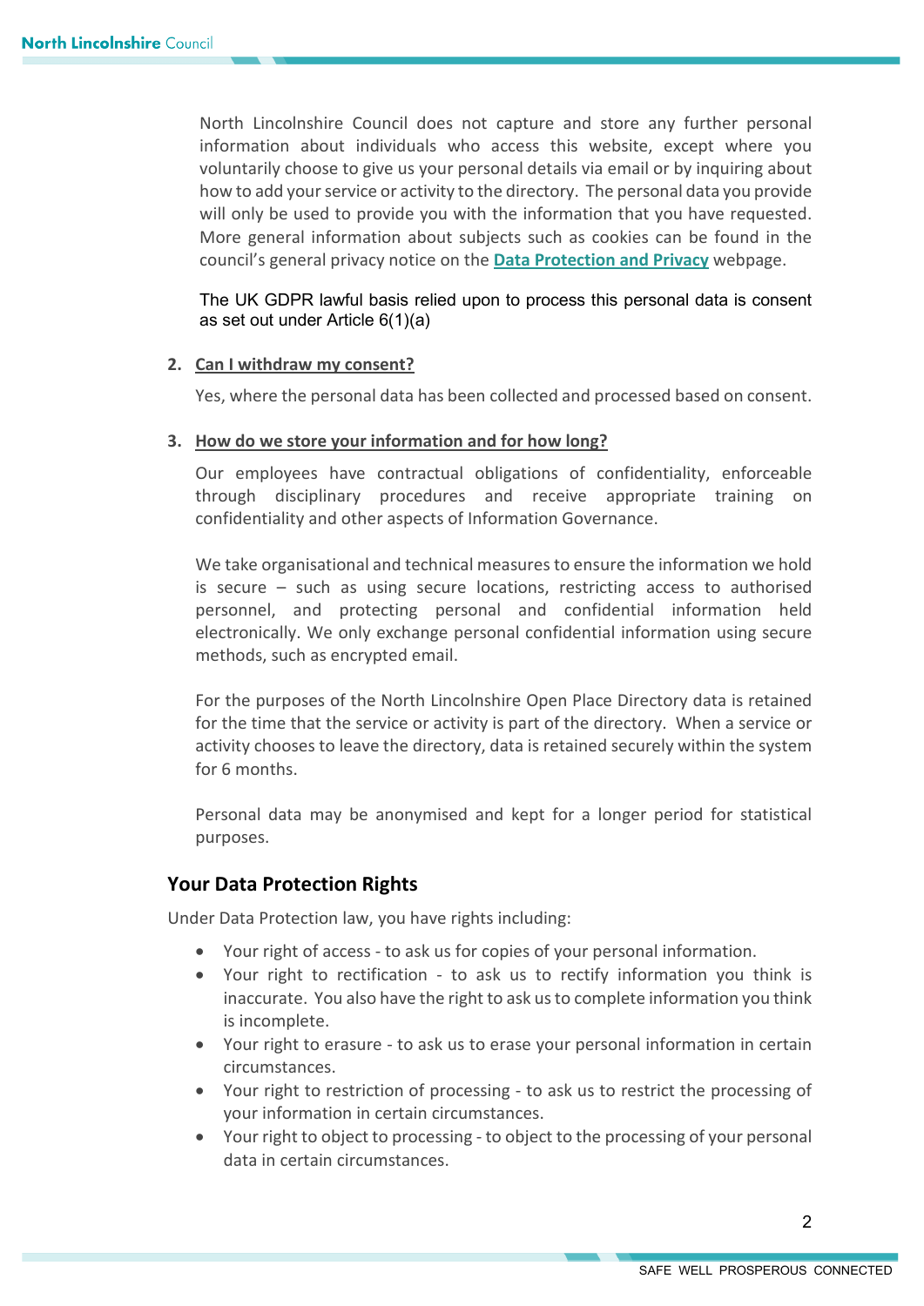North Lincolnshire Council does not capture and store any further personal information about individuals who access this website, except where you voluntarily choose to give us your personal details via email or by inquiring about how to add your service or activity to the directory. The personal data you provide will only be used to provide you with the information that you have requested. More general information about subjects such as cookies can be found in the council's general privacy notice on the **Data Protection and Privacy** webpage.

The UK GDPR lawful basis relied upon to process this personal data is consent as set out under Article 6(1)(a)

2. **Can I withdraw my consent?**

   Yes, where the personal data has been collected and processed based on consent.

3. **How do we store your information and for how long?**

   Our employees have contractual obligations of confidentiality, enforceable through disciplinary procedures and receive appropriate training on confidentiality and other aspects of Information Governance.

   We take organisational and technical measures to ensure the information we hold is secure – such as using secure locations, restricting access to authorised personnel, and protecting personal and confidential information held electronically. We only exchange personal confidential information using secure methods, such as encrypted email.

   For the purposes of the North Lincolnshire Open Place Directory data is retained for the time that the service or activity is part of the directory. When a service or activity chooses to leave the directory, data is retained securely within the system for 6 months.

   Personal data may be anonymised and kept for a longer period for statistical purposes.

## Your Data Protection Rights

Under Data Protection law, you have rights including:

- Your right of access - to ask us for copies of your personal information.
- Your right to rectification - to ask us to rectify information you think is inaccurate. You also have the right to ask us to complete information you think is incomplete.
- Your right to erasure - to ask us to erase your personal information in certain circumstances.
- Your right to restriction of processing - to ask us to restrict the processing of your information in certain circumstances.
- Your right to object to processing - to object to the processing of your personal data in certain circumstances.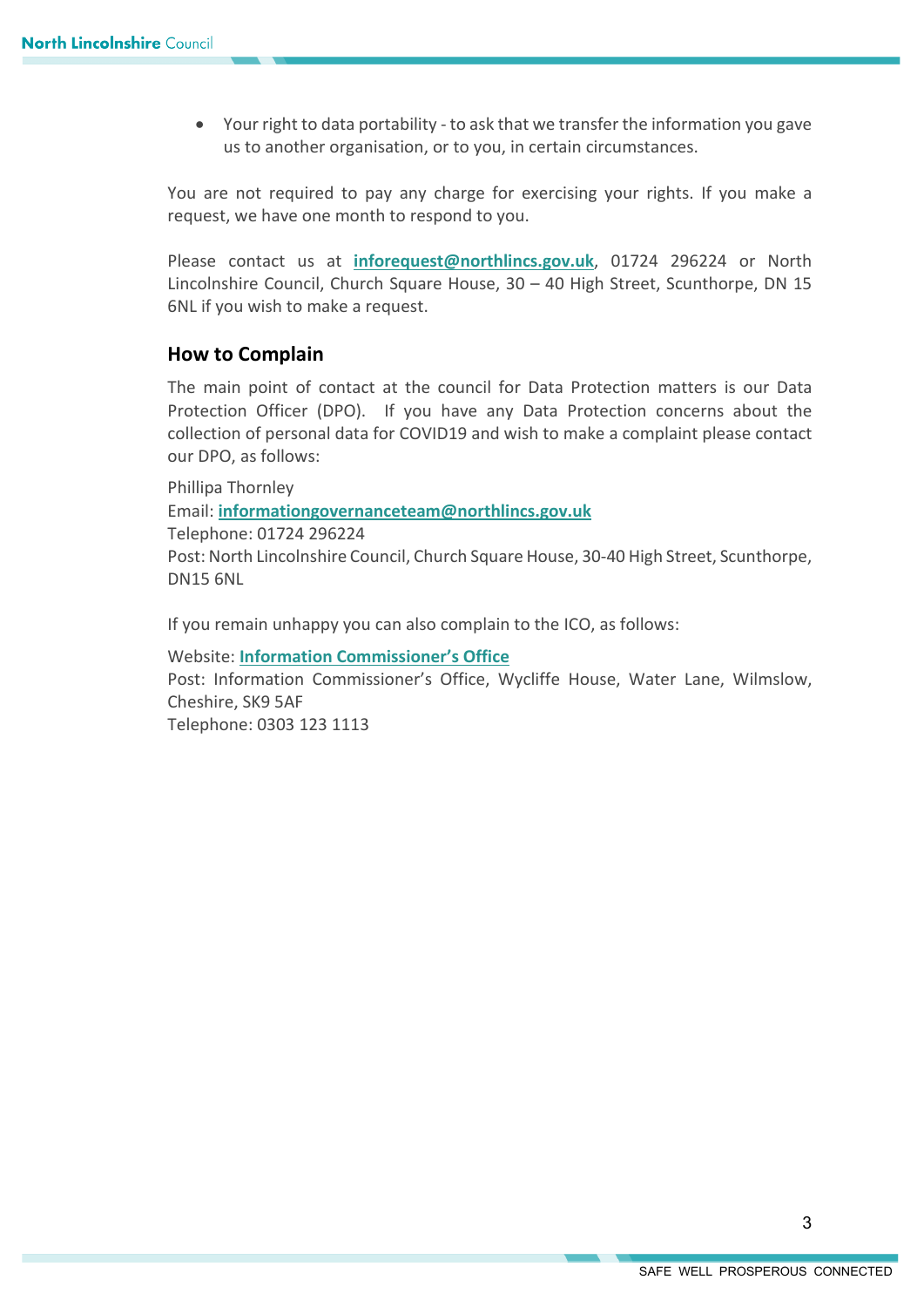- Your right to data portability - to ask that we transfer the information you gave us to another organisation, or to you, in certain circumstances.

You are not required to pay any charge for exercising your rights. If you make a request, we have one month to respond to you.

Please contact us at **inforequest@northlincs.gov.uk**, 01724 296224 or North Lincolnshire Council, Church Square House, 30 – 40 High Street, Scunthorpe, DN 15 6NL if you wish to make a request.

## How to Complain

The main point of contact at the council for Data Protection matters is our Data Protection Officer (DPO). If you have any Data Protection concerns about the collection of personal data for COVID19 and wish to make a complaint please contact our DPO, as follows:

Phillipa Thornley
Email: **informationgovernanceteam@northlincs.gov.uk**
Telephone: 01724 296224
Post: North Lincolnshire Council, Church Square House, 30-40 High Street, Scunthorpe, DN15 6NL

If you remain unhappy you can also complain to the ICO, as follows:

Website: **Information Commissioner's Office**
Post: Information Commissioner's Office, Wycliffe House, Water Lane, Wilmslow, Cheshire, SK9 5AF
Telephone: 0303 123 1113